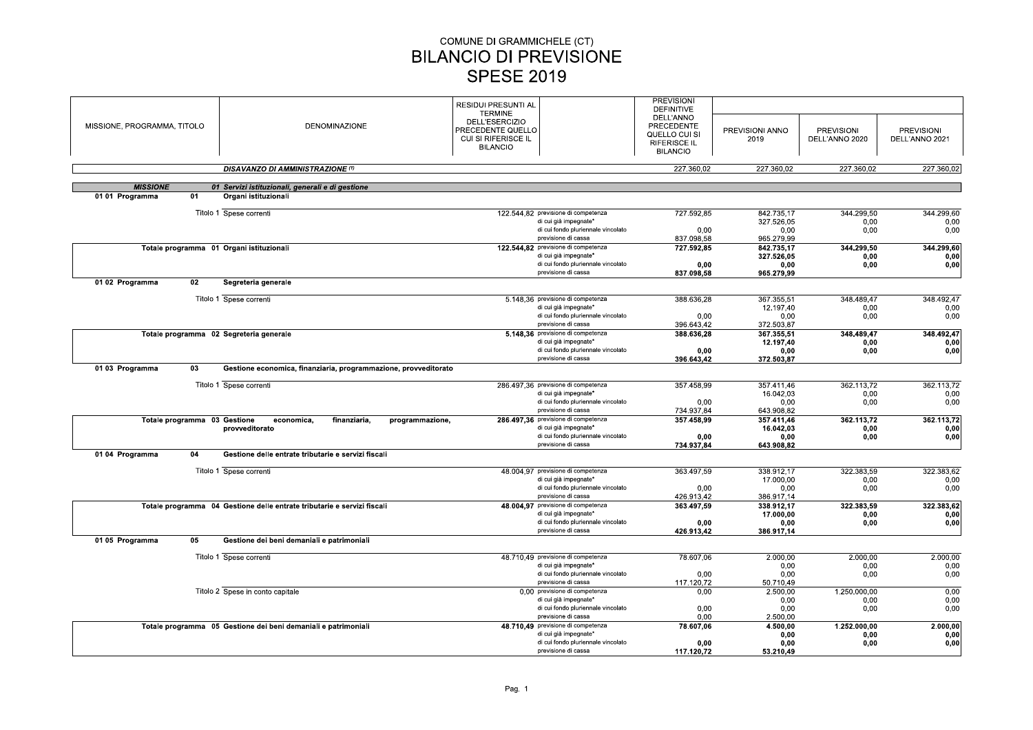# COMUNE DI GRAMMICHELE (CT)
# BILANCIO DI PREVISIONE
# SPESE 2019

| MISSIONE, PROGRAMMA, TITOLO | DENOMINAZIONE | RESIDUI PRESUNTI AL TERMINE DELL'ESERCIZIO PRECEDENTE QUELLO CUI SI RIFERISCE IL BILANCIO | | PREVISIONI DEFINITIVE DELL'ANNO PRECEDENTE QUELLO CUI SI RIFERISCE IL BILANCIO | PREVISIONI ANNO 2019 | PREVISIONI DELL'ANNO 2020 | PREVISIONI DELL'ANNO 2021 |
|---|---|---|---|---|---|---|---|
| | ***DISAVANZO DI AMMINISTRAZIONE*** [(1)] | | | 227.360,02 | 227.360,02 | 227.360,02 | 227.360,02 |
| ***MISSIONE*** | ***01 Servizi istituzionali, generali e di gestione*** | | | | | | |
| **01 01 Programma 01** | **Organi istituzionali** | | | | | | |
| Titolo 1 | Spese correnti | 122.544,82 | previsione di competenza | 727.592,85 | 842.735,17 | 344.299,50 | 344.299,60 |
| | | | di cui già impegnate* | | 327.526,05 | 0,00 | 0,00 |
| | | | di cui fondo pluriennale vincolato | 0,00 | 0,00 | 0,00 | 0,00 |
| | | | previsione di cassa | 837.098,58 | 965.279,99 | | |
| **Totale programma 01** | **Organi istituzionali** | **122.544,82** | previsione di competenza | **727.592,85** | **842.735,17** | **344.299,50** | **344.299,60** |
| | | | di cui già impegnate* | | **327.526,05** | **0,00** | **0,00** |
| | | | di cui fondo pluriennale vincolato | **0,00** | **0,00** | **0,00** | **0,00** |
| | | | previsione di cassa | **837.098,58** | **965.279,99** | | |
| **01 02 Programma 02** | **Segreteria generale** | | | | | | |
| Titolo 1 | Spese correnti | 5.148,36 | previsione di competenza | 388.636,28 | 367.355,51 | 348.489,47 | 348.492,47 |
| | | | di cui già impegnate* | | 12.197,40 | 0,00 | 0,00 |
| | | | di cui fondo pluriennale vincolato | 0,00 | 0,00 | 0,00 | 0,00 |
| | | | previsione di cassa | 396.643,42 | 372.503,87 | | |
| **Totale programma 02** | **Segreteria generale** | **5.148,36** | previsione di competenza | **388.636,28** | **367.355,51** | **348.489,47** | **348.492,47** |
| | | | di cui già impegnate* | | **12.197,40** | **0,00** | **0,00** |
| | | | di cui fondo pluriennale vincolato | **0,00** | **0,00** | **0,00** | **0,00** |
| | | | previsione di cassa | **396.643,42** | **372.503,87** | | |
| **01 03 Programma 03** | **Gestione economica, finanziaria, programmazione, provveditorato** | | | | | | |
| Titolo 1 | Spese correnti | 286.497,36 | previsione di competenza | 357.458,99 | 357.411,46 | 362.113,72 | 362.113,72 |
| | | | di cui già impegnate* | | 16.042,03 | 0,00 | 0,00 |
| | | | di cui fondo pluriennale vincolato | 0,00 | 0,00 | 0,00 | 0,00 |
| | | | previsione di cassa | 734.937,84 | 643.908,82 | | |
| **Totale programma 03** | **Gestione economica, finanziaria, programmazione, provveditorato** | **286.497,36** | previsione di competenza | **357.458,99** | **357.411,46** | **362.113,72** | **362.113,72** |
| | | | di cui già impegnate* | | **16.042,03** | **0,00** | **0,00** |
| | | | di cui fondo pluriennale vincolato | **0,00** | **0,00** | **0,00** | **0,00** |
| | | | previsione di cassa | **734.937,84** | **643.908,82** | | |
| **01 04 Programma 04** | **Gestione delle entrate tributarie e servizi fiscali** | | | | | | |
| Titolo 1 | Spese correnti | 48.004,97 | previsione di competenza | 363.497,59 | 338.912,17 | 322.383,59 | 322.383,62 |
| | | | di cui già impegnate* | | 17.000,00 | 0,00 | 0,00 |
| | | | di cui fondo pluriennale vincolato | 0,00 | 0,00 | 0,00 | 0,00 |
| | | | previsione di cassa | 426.913,42 | 386.917,14 | | |
| **Totale programma 04** | **Gestione delle entrate tributarie e servizi fiscali** | **48.004,97** | previsione di competenza | **363.497,59** | **338.912,17** | **322.383,59** | **322.383,62** |
| | | | di cui già impegnate* | | **17.000,00** | **0,00** | **0,00** |
| | | | di cui fondo pluriennale vincolato | **0,00** | **0,00** | **0,00** | **0,00** |
| | | | previsione di cassa | **426.913,42** | **386.917,14** | | |
| **01 05 Programma 05** | **Gestione dei beni demaniali e patrimoniali** | | | | | | |
| Titolo 1 | Spese correnti | 48.710,49 | previsione di competenza | 78.607,06 | 2.000,00 | 2.000,00 | 2.000,00 |
| | | | di cui già impegnate* | | 0,00 | 0,00 | 0,00 |
| | | | di cui fondo pluriennale vincolato | 0,00 | 0,00 | 0,00 | 0,00 |
| | | | previsione di cassa | 117.120,72 | 50.710,49 | | |
| Titolo 2 | Spese in conto capitale | 0,00 | previsione di competenza | 0,00 | 2.500,00 | 1.250.000,00 | 0,00 |
| | | | di cui già impegnate* | | 0,00 | 0,00 | 0,00 |
| | | | di cui fondo pluriennale vincolato | 0,00 | 0,00 | 0,00 | 0,00 |
| | | | previsione di cassa | 0,00 | 2.500,00 | | |
| **Totale programma 05** | **Gestione dei beni demaniali e patrimoniali** | **48.710,49** | previsione di competenza | **78.607,06** | **4.500,00** | **1.252.000,00** | **2.000,00** |
| | | | di cui già impegnate* | | **0,00** | **0,00** | **0,00** |
| | | | di cui fondo pluriennale vincolato | **0,00** | **0,00** | **0,00** | **0,00** |
| | | | previsione di cassa | **117.120,72** | **53.210,49** | | |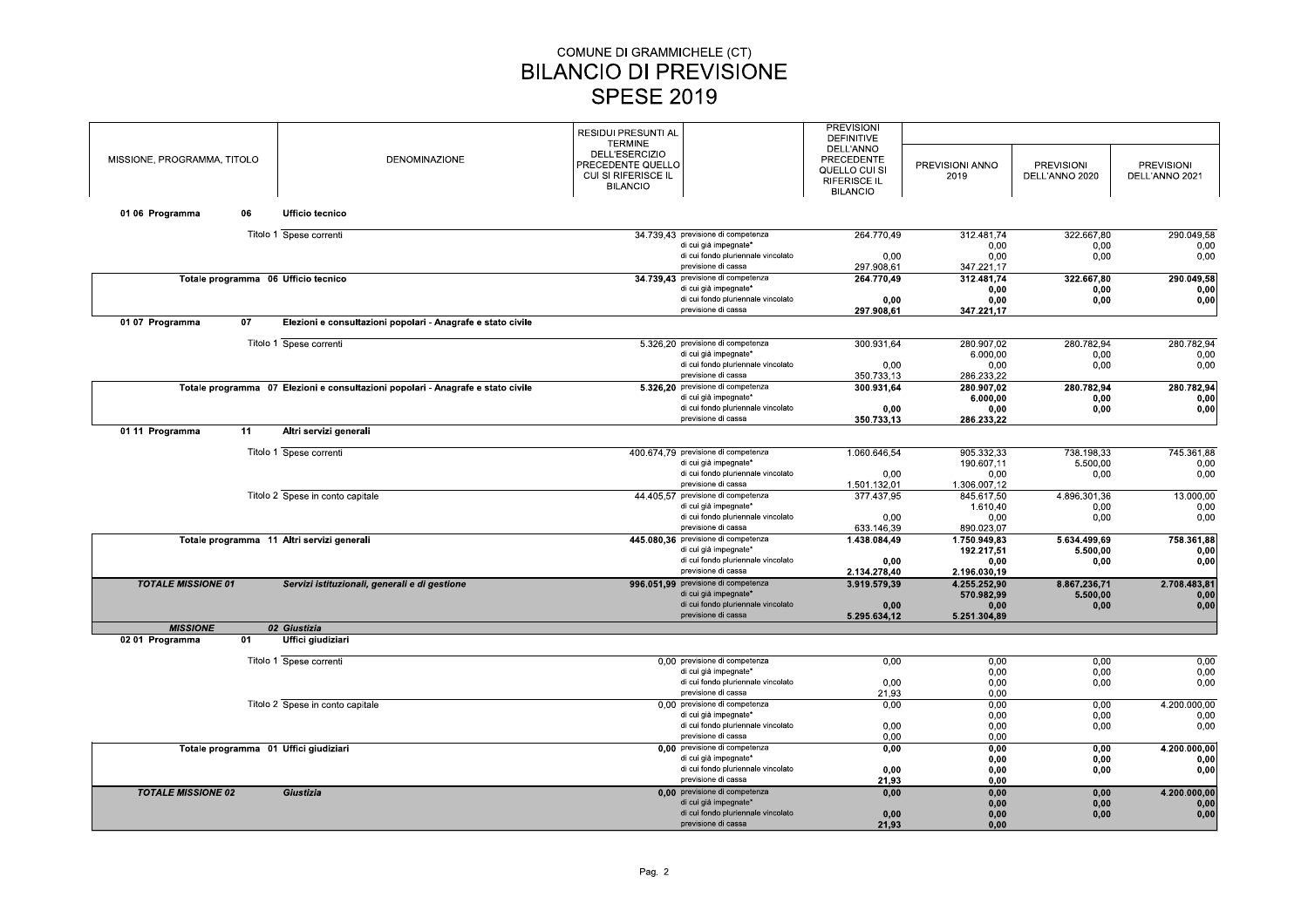COMUNE DI GRAMMICHELE (CT)

# BILANCIO DI PREVISIONE

## SPESE 2019

| MISSIONE, PROGRAMMA, TITOLO | DENOMINAZIONE | RESIDUI PRESUNTI AL TERMINE DELL'ESERCIZIO PRECEDENTE QUELLO CUI SI RIFERISCE IL BILANCIO | | PREVISIONI DEFINITIVE DELL'ANNO PRECEDENTE QUELLO CUI SI RIFERISCE IL BILANCIO | PREVISIONI ANNO 2019 | PREVISIONI DELL'ANNO 2020 | PREVISIONI DELL'ANNO 2021 |
|---|---|---|---|---|---|---|---|
| **01 06 Programma 06** | **Ufficio tecnico** | | | | | | |
| Titolo 1 | Spese correnti | 34.739,43 | previsione di competenza | 264.770,49 | 312.481,74 | 322.667,80 | 290.049,58 |
| | | | di cui già impegnate* | | 0,00 | 0,00 | 0,00 |
| | | | di cui fondo pluriennale vincolato | 0,00 | 0,00 | 0,00 | 0,00 |
| | | | previsione di cassa | 297.908,61 | 347.221,17 | | |
| **Totale programma 06** | **Ufficio tecnico** | **34.739,43** | previsione di competenza | **264.770,49** | **312.481,74** | **322.667,80** | **290.049,58** |
| | | | di cui già impegnate* | | **0,00** | **0,00** | **0,00** |
| | | | di cui fondo pluriennale vincolato | **0,00** | **0,00** | **0,00** | **0,00** |
| | | | previsione di cassa | **297.908,61** | **347.221,17** | | |
| **01 07 Programma 07** | **Elezioni e consultazioni popolari - Anagrafe e stato civile** | | | | | | |
| Titolo 1 | Spese correnti | 5.326,20 | previsione di competenza | 300.931,64 | 280.907,02 | 280.782,94 | 280.782,94 |
| | | | di cui già impegnate* | | 6.000,00 | 0,00 | 0,00 |
| | | | di cui fondo pluriennale vincolato | 0,00 | 0,00 | 0,00 | 0,00 |
| | | | previsione di cassa | 350.733,13 | 286.233,22 | | |
| **Totale programma 07** | **Elezioni e consultazioni popolari - Anagrafe e stato civile** | **5.326,20** | previsione di competenza | **300.931,64** | **280.907,02** | **280.782,94** | **280.782,94** |
| | | | di cui già impegnate* | | **6.000,00** | **0,00** | **0,00** |
| | | | di cui fondo pluriennale vincolato | **0,00** | **0,00** | **0,00** | **0,00** |
| | | | previsione di cassa | **350.733,13** | **286.233,22** | | |
| **01 11 Programma 11** | **Altri servizi generali** | | | | | | |
| Titolo 1 | Spese correnti | 400.674,79 | previsione di competenza | 1.060.646,54 | 905.332,33 | 738.198,33 | 745.361,88 |
| | | | di cui già impegnate* | | 190.607,11 | 5.500,00 | 0,00 |
| | | | di cui fondo pluriennale vincolato | 0,00 | 0,00 | 0,00 | 0,00 |
| | | | previsione di cassa | 1.501.132,01 | 1.306.007,12 | | |
| Titolo 2 | Spese in conto capitale | 44.405,57 | previsione di competenza | 377.437,95 | 845.617,50 | 4.896.301,36 | 13.000,00 |
| | | | di cui già impegnate* | | 1.610,40 | 0,00 | 0,00 |
| | | | di cui fondo pluriennale vincolato | 0,00 | 0,00 | 0,00 | 0,00 |
| | | | previsione di cassa | 633.146,39 | 890.023,07 | | |
| **Totale programma 11** | **Altri servizi generali** | **445.080,36** | previsione di competenza | **1.438.084,49** | **1.750.949,83** | **5.634.499,69** | **758.361,88** |
| | | | di cui già impegnate* | | **192.217,51** | **5.500,00** | **0,00** |
| | | | di cui fondo pluriennale vincolato | **0,00** | **0,00** | **0,00** | **0,00** |
| | | | previsione di cassa | **2.134.278,40** | **2.196.030,19** | | |
| ***TOTALE MISSIONE 01*** | ***Servizi istituzionali, generali e di gestione*** | **996.051,99** | previsione di competenza | **3.919.579,39** | **4.255.252,90** | **8.867.236,71** | **2.708.483,81** |
| | | | di cui già impegnate* | | **570.982,99** | **5.500,00** | **0,00** |
| | | | di cui fondo pluriennale vincolato | **0,00** | **0,00** | **0,00** | **0,00** |
| | | | previsione di cassa | **5.295.634,12** | **5.251.304,89** | | |
| ***MISSIONE*** | ***02 Giustizia*** | | | | | | |
| **02 01 Programma 01** | **Uffici giudiziari** | | | | | | |
| Titolo 1 | Spese correnti | 0,00 | previsione di competenza | 0,00 | 0,00 | 0,00 | 0,00 |
| | | | di cui già impegnate* | | 0,00 | 0,00 | 0,00 |
| | | | di cui fondo pluriennale vincolato | 0,00 | 0,00 | 0,00 | 0,00 |
| | | | previsione di cassa | 21,93 | 0,00 | | |
| Titolo 2 | Spese in conto capitale | 0,00 | previsione di competenza | 0,00 | 0,00 | 0,00 | 4.200.000,00 |
| | | | di cui già impegnate* | | 0,00 | 0,00 | 0,00 |
| | | | di cui fondo pluriennale vincolato | 0,00 | 0,00 | 0,00 | 0,00 |
| | | | previsione di cassa | 0,00 | 0,00 | | |
| **Totale programma 01** | **Uffici giudiziari** | **0,00** | previsione di competenza | **0,00** | **0,00** | **0,00** | **4.200.000,00** |
| | | | di cui già impegnate* | | **0,00** | **0,00** | **0,00** |
| | | | di cui fondo pluriennale vincolato | **0,00** | **0,00** | **0,00** | **0,00** |
| | | | previsione di cassa | **21,93** | **0,00** | | |
| ***TOTALE MISSIONE 02*** | ***Giustizia*** | **0,00** | previsione di competenza | **0,00** | **0,00** | **0,00** | **4.200.000,00** |
| | | | di cui già impegnate* | | **0,00** | **0,00** | **0,00** |
| | | | di cui fondo pluriennale vincolato | **0,00** | **0,00** | **0,00** | **0,00** |
| | | | previsione di cassa | **21,93** | **0,00** | | |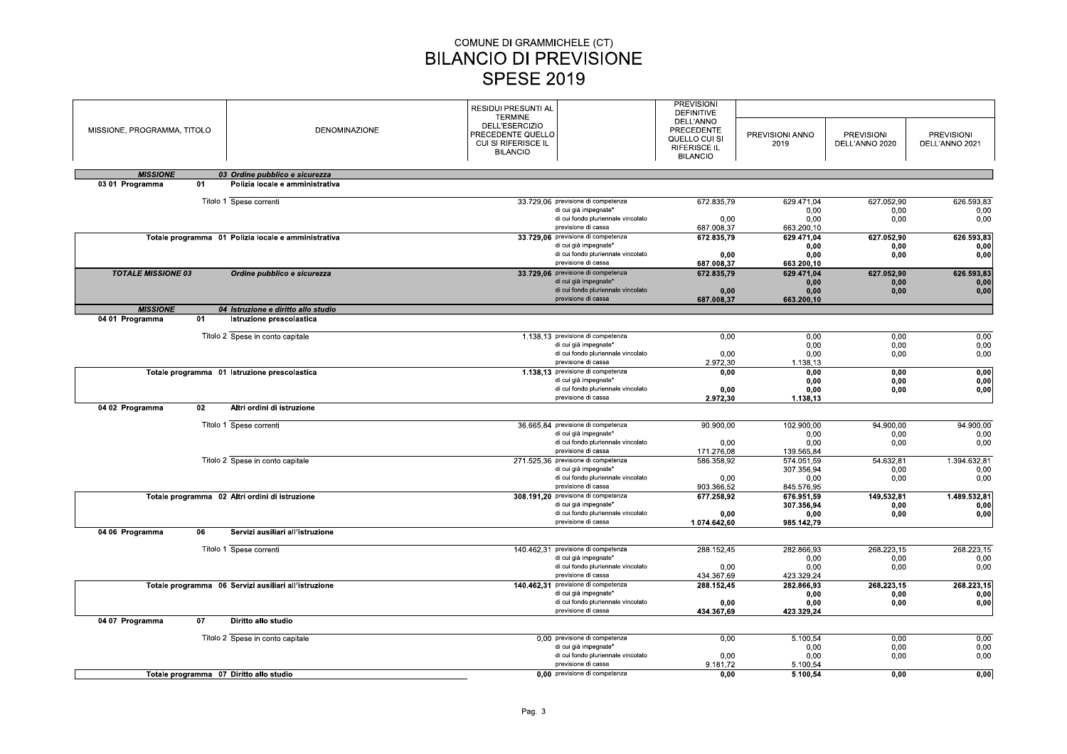COMUNE DI GRAMMICHELE (CT)

# BILANCIO DI PREVISIONE

## SPESE 2019

| MISSIONE, PROGRAMMA, TITOLO | DENOMINAZIONE | RESIDUI PRESUNTI AL TERMINE DELL'ESERCIZIO PRECEDENTE QUELLO CUI SI RIFERISCE IL BILANCIO | | PREVISIONI DEFINITIVE DELL'ANNO PRECEDENTE QUELLO CUI SI RIFERISCE IL BILANCIO | PREVISIONI ANNO 2019 | PREVISIONI DELL'ANNO 2020 | PREVISIONI DELL'ANNO 2021 |
|---|---|---|---|---|---|---|---|
| ***MISSIONE*** | ***03 Ordine pubblico e sicurezza*** | | | | | | |
| **03 01 Programma 01** | **Polizia locale e amministrativa** | | | | | | |
| Titolo 1 | Spese correnti | 33.729,06 | previsione di competenza | 672.835,79 | 629.471,04 | 627.052,90 | 626.593,83 |
| | | | di cui già impegnate* | | 0,00 | 0,00 | 0,00 |
| | | | di cui fondo pluriennale vincolato | 0,00 | 0,00 | 0,00 | 0,00 |
| | | | previsione di cassa | 687.008,37 | 663.200,10 | | |
| **Totale programma 01** | **Polizia locale e amministrativa** | **33.729,06** | previsione di competenza | **672.835,79** | **629.471,04** | **627.052,90** | **626.593,83** |
| | | | di cui già impegnate* | | **0,00** | **0,00** | **0,00** |
| | | | di cui fondo pluriennale vincolato | **0,00** | **0,00** | **0,00** | **0,00** |
| | | | previsione di cassa | **687.008,37** | **663.200,10** | | |
| ***TOTALE MISSIONE 03*** | ***Ordine pubblico e sicurezza*** | **33.729,06** | previsione di competenza | **672.835,79** | **629.471,04** | **627.052,90** | **626.593,83** |
| | | | di cui già impegnate* | | **0,00** | **0,00** | **0,00** |
| | | | di cui fondo pluriennale vincolato | **0,00** | **0,00** | **0,00** | **0,00** |
| | | | previsione di cassa | **687.008,37** | **663.200,10** | | |
| ***MISSIONE*** | ***04 Istruzione e diritto allo studio*** | | | | | | |
| **04 01 Programma 01** | **Istruzione prescolastica** | | | | | | |
| Titolo 2 | Spese in conto capitale | 1.138,13 | previsione di competenza | 0,00 | 0,00 | 0,00 | 0,00 |
| | | | di cui già impegnate* | | 0,00 | 0,00 | 0,00 |
| | | | di cui fondo pluriennale vincolato | 0,00 | 0,00 | 0,00 | 0,00 |
| | | | previsione di cassa | 2.972,30 | 1.138,13 | | |
| **Totale programma 01** | **Istruzione prescolastica** | **1.138,13** | previsione di competenza | **0,00** | **0,00** | **0,00** | **0,00** |
| | | | di cui già impegnate* | | **0,00** | **0,00** | **0,00** |
| | | | di cui fondo pluriennale vincolato | **0,00** | **0,00** | **0,00** | **0,00** |
| | | | previsione di cassa | **2.972,30** | **1.138,13** | | |
| **04 02 Programma 02** | **Altri ordini di istruzione** | | | | | | |
| Titolo 1 | Spese correnti | 36.665,84 | previsione di competenza | 90.900,00 | 102.900,00 | 94.900,00 | 94.900,00 |
| | | | di cui già impegnate* | | 0,00 | 0,00 | 0,00 |
| | | | di cui fondo pluriennale vincolato | 0,00 | 0,00 | 0,00 | 0,00 |
| | | | previsione di cassa | 171.276,08 | 139.565,84 | | |
| Titolo 2 | Spese in conto capitale | 271.525,36 | previsione di competenza | 586.358,92 | 574.051,59 | 54.632,81 | 1.394.632,81 |
| | | | di cui già impegnate* | | 307.356,94 | 0,00 | 0,00 |
| | | | di cui fondo pluriennale vincolato | 0,00 | 0,00 | 0,00 | 0,00 |
| | | | previsione di cassa | 903.366,52 | 845.576,95 | | |
| **Totale programma 02** | **Altri ordini di istruzione** | **308.191,20** | previsione di competenza | **677.258,92** | **676.951,59** | **149.532,81** | **1.489.532,81** |
| | | | di cui già impegnate* | | **307.356,94** | **0,00** | **0,00** |
| | | | di cui fondo pluriennale vincolato | **0,00** | **0,00** | **0,00** | **0,00** |
| | | | previsione di cassa | **1.074.642,60** | **985.142,79** | | |
| **04 06 Programma 06** | **Servizi ausiliari all'istruzione** | | | | | | |
| Titolo 1 | Spese correnti | 140.462,31 | previsione di competenza | 288.152,45 | 282.866,93 | 268.223,15 | 268.223,15 |
| | | | di cui già impegnate* | | 0,00 | 0,00 | 0,00 |
| | | | di cui fondo pluriennale vincolato | 0,00 | 0,00 | 0,00 | 0,00 |
| | | | previsione di cassa | 434.367,69 | 423.329,24 | | |
| **Totale programma 06** | **Servizi ausiliari all'istruzione** | **140.462,31** | previsione di competenza | **288.152,45** | **282.866,93** | **268.223,15** | **268.223,15** |
| | | | di cui già impegnate* | | **0,00** | **0,00** | **0,00** |
| | | | di cui fondo pluriennale vincolato | **0,00** | **0,00** | **0,00** | **0,00** |
| | | | previsione di cassa | **434.367,69** | **423.329,24** | | |
| **04 07 Programma 07** | **Diritto allo studio** | | | | | | |
| Titolo 2 | Spese in conto capitale | 0,00 | previsione di competenza | 0,00 | 5.100,54 | 0,00 | 0,00 |
| | | | di cui già impegnate* | | 0,00 | 0,00 | 0,00 |
| | | | di cui fondo pluriennale vincolato | 0,00 | 0,00 | 0,00 | 0,00 |
| | | | previsione di cassa | 9.181,72 | 5.100,54 | | |
| **Totale programma 07** | **Diritto allo studio** | **0,00** | previsione di competenza | **0,00** | **5.100,54** | **0,00** | **0,00** |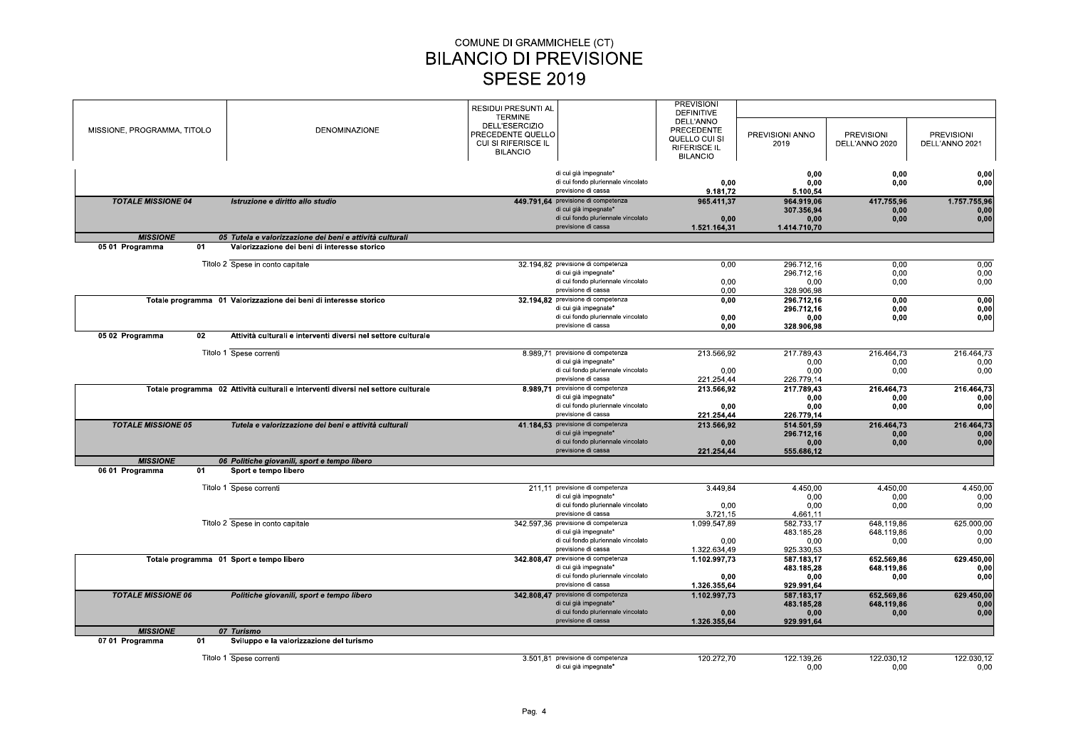# COMUNE DI GRAMMICHELE (CT)
# BILANCIO DI PREVISIONE
# SPESE 2019

| MISSIONE, PROGRAMMA, TITOLO | DENOMINAZIONE | RESIDUI PRESUNTI AL TERMINE DELL'ESERCIZIO PRECEDENTE QUELLO CUI SI RIFERISCE IL BILANCIO | | PREVISIONI DEFINITIVE DELL'ANNO PRECEDENTE QUELLO CUI SI RIFERISCE IL BILANCIO | PREVISIONI ANNO 2019 | PREVISIONI DELL'ANNO 2020 | PREVISIONI DELL'ANNO 2021 |
|---|---|---|---|---|---|---|---|
| | | | di cui già impegnate* | | 0,00 | 0,00 | 0,00 |
| | | | di cui fondo pluriennale vincolato | 0,00 | 0,00 | 0,00 | 0,00 |
| | | | previsione di cassa | 9.181,72 | 5.100,54 | | |
| ***TOTALE MISSIONE 04*** | ***Istruzione e diritto allo studio*** | 449.791,64 | previsione di competenza | 965.411,37 | 964.919,06 | 417.755,96 | 1.757.755,96 |
| | | | di cui già impegnate* | | 307.356,94 | 0,00 | 0,00 |
| | | | di cui fondo pluriennale vincolato | 0,00 | 0,00 | 0,00 | 0,00 |
| | | | previsione di cassa | 1.521.164,31 | 1.414.710,70 | | |
| ***MISSIONE*** | ***05 Tutela e valorizzazione dei beni e attività culturali*** | | | | | | |
| **05 01 Programma 01** | **Valorizzazione dei beni di interesse storico** | | | | | | |
| Titolo 2 | Spese in conto capitale | 32.194,82 | previsione di competenza | 0,00 | 296.712,16 | 0,00 | 0,00 |
| | | | di cui già impegnate* | | 296.712,16 | 0,00 | 0,00 |
| | | | di cui fondo pluriennale vincolato | 0,00 | 0,00 | 0,00 | 0,00 |
| | | | previsione di cassa | 0,00 | 328.906,98 | | |
| **Totale programma 01** | **Valorizzazione dei beni di interesse storico** | 32.194,82 | previsione di competenza | 0,00 | 296.712,16 | 0,00 | 0,00 |
| | | | di cui già impegnate* | | 296.712,16 | 0,00 | 0,00 |
| | | | di cui fondo pluriennale vincolato | 0,00 | 0,00 | 0,00 | 0,00 |
| | | | previsione di cassa | 0,00 | 328.906,98 | | |
| **05 02 Programma 02** | **Attività culturali e interventi diversi nel settore culturale** | | | | | | |
| Titolo 1 | Spese correnti | 8.989,71 | previsione di competenza | 213.566,92 | 217.789,43 | 216.464,73 | 216.464,73 |
| | | | di cui già impegnate* | | 0,00 | 0,00 | 0,00 |
| | | | di cui fondo pluriennale vincolato | 0,00 | 0,00 | 0,00 | 0,00 |
| | | | previsione di cassa | 221.254,44 | 226.779,14 | | |
| **Totale programma 02** | **Attività culturali e interventi diversi nel settore culturale** | 8.989,71 | previsione di competenza | 213.566,92 | 217.789,43 | 216.464,73 | 216.464,73 |
| | | | di cui già impegnate* | | 0,00 | 0,00 | 0,00 |
| | | | di cui fondo pluriennale vincolato | 0,00 | 0,00 | 0,00 | 0,00 |
| | | | previsione di cassa | 221.254,44 | 226.779,14 | | |
| ***TOTALE MISSIONE 05*** | ***Tutela e valorizzazione dei beni e attività culturali*** | 41.184,53 | previsione di competenza | 213.566,92 | 514.501,59 | 216.464,73 | 216.464,73 |
| | | | di cui già impegnate* | | 296.712,16 | 0,00 | 0,00 |
| | | | di cui fondo pluriennale vincolato | 0,00 | 0,00 | 0,00 | 0,00 |
| | | | previsione di cassa | 221.254,44 | 555.686,12 | | |
| ***MISSIONE*** | ***06 Politiche giovanili, sport e tempo libero*** | | | | | | |
| **06 01 Programma 01** | **Sport e tempo libero** | | | | | | |
| Titolo 1 | Spese correnti | 211,11 | previsione di competenza | 3.449,84 | 4.450,00 | 4.450,00 | 4.450,00 |
| | | | di cui già impegnate* | | 0,00 | 0,00 | 0,00 |
| | | | di cui fondo pluriennale vincolato | 0,00 | 0,00 | 0,00 | 0,00 |
| | | | previsione di cassa | 3.721,15 | 4.661,11 | | |
| Titolo 2 | Spese in conto capitale | 342.597,36 | previsione di competenza | 1.099.547,89 | 582.733,17 | 648.119,86 | 625.000,00 |
| | | | di cui già impegnate* | | 483.185,28 | 648.119,86 | 0,00 |
| | | | di cui fondo pluriennale vincolato | 0,00 | 0,00 | 0,00 | 0,00 |
| | | | previsione di cassa | 1.322.634,49 | 925.330,53 | | |
| **Totale programma 01** | **Sport e tempo libero** | 342.808,47 | previsione di competenza | 1.102.997,73 | 587.183,17 | 652.569,86 | 629.450,00 |
| | | | di cui già impegnate* | | 483.185,28 | 648.119,86 | 0,00 |
| | | | di cui fondo pluriennale vincolato | 0,00 | 0,00 | 0,00 | 0,00 |
| | | | previsione di cassa | 1.326.355,64 | 929.991,64 | | |
| ***TOTALE MISSIONE 06*** | ***Politiche giovanili, sport e tempo libero*** | 342.808,47 | previsione di competenza | 1.102.997,73 | 587.183,17 | 652.569,86 | 629.450,00 |
| | | | di cui già impegnate* | | 483.185,28 | 648.119,86 | 0,00 |
| | | | di cui fondo pluriennale vincolato | 0,00 | 0,00 | 0,00 | 0,00 |
| | | | previsione di cassa | 1.326.355,64 | 929.991,64 | | |
| ***MISSIONE*** | ***07 Turismo*** | | | | | | |
| **07 01 Programma 01** | **Sviluppo e la valorizzazione del turismo** | | | | | | |
| Titolo 1 | Spese correnti | 3.501,81 | previsione di competenza | 120.272,70 | 122.139,26 | 122.030,12 | 122.030,12 |
| | | | di cui già impegnate* | | 0,00 | 0,00 | 0,00 |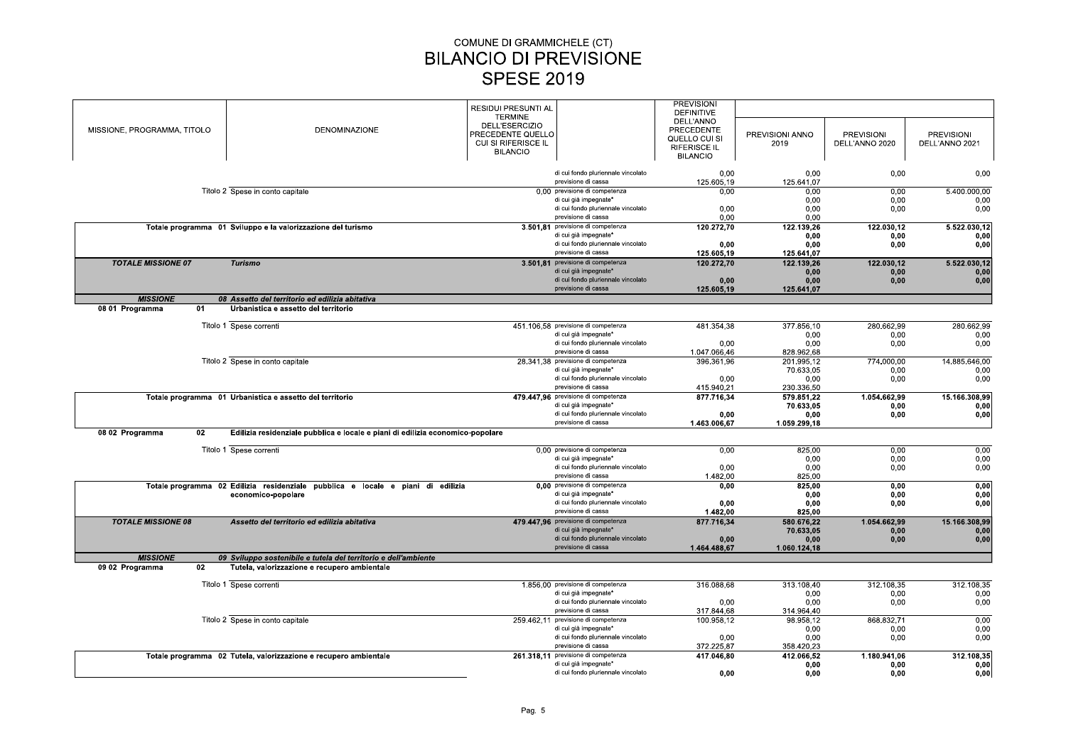# COMUNE DI GRAMMICHELE (CT)
# BILANCIO DI PREVISIONE
# SPESE 2019

| MISSIONE, PROGRAMMA, TITOLO | DENOMINAZIONE | RESIDUI PRESUNTI AL TERMINE DELL'ESERCIZIO PRECEDENTE QUELLO CUI SI RIFERISCE IL BILANCIO | | PREVISIONI DEFINITIVE DELL'ANNO PRECEDENTE QUELLO CUI SI RIFERISCE IL BILANCIO | PREVISIONI ANNO 2019 | PREVISIONI DELL'ANNO 2020 | PREVISIONI DELL'ANNO 2021 |
|---|---|---|---|---|---|---|---|
| | | | di cui fondo pluriennale vincolato | 0,00 | 0,00 | 0,00 | 0,00 |
| | | | previsione di cassa | 125.605,19 | 125.641,07 | | |
| Titolo 2 | Spese in conto capitale | 0,00 | previsione di competenza | 0,00 | 0,00 | 0,00 | 5.400.000,00 |
| | | | di cui già impegnate* | | 0,00 | 0,00 | 0,00 |
| | | | di cui fondo pluriennale vincolato | 0,00 | 0,00 | 0,00 | 0,00 |
| | | | previsione di cassa | 0,00 | 0,00 | | |
| **Totale programma 01** | **Sviluppo e la valorizzazione del turismo** | **3.501,81** | previsione di competenza | **120.272,70** | **122.139,26** | **122.030,12** | **5.522.030,12** |
| | | | di cui già impegnate* | | **0,00** | **0,00** | **0,00** |
| | | | di cui fondo pluriennale vincolato | **0,00** | **0,00** | **0,00** | **0,00** |
| | | | previsione di cassa | **125.605,19** | **125.641,07** | | |
| ***TOTALE MISSIONE 07*** | ***Turismo*** | **3.501,81** | previsione di competenza | **120.272,70** | **122.139,26** | **122.030,12** | **5.522.030,12** |
| | | | di cui già impegnate* | | **0,00** | **0,00** | **0,00** |
| | | | di cui fondo pluriennale vincolato | **0,00** | **0,00** | **0,00** | **0,00** |
| | | | previsione di cassa | **125.605,19** | **125.641,07** | | |
| ***MISSIONE*** | ***08 Assetto del territorio ed edilizia abitativa*** | | | | | | |
| **08 01 Programma 01** | **Urbanistica e assetto del territorio** | | | | | | |
| Titolo 1 | Spese correnti | 451.106,58 | previsione di competenza | 481.354,38 | 377.856,10 | 280.662,99 | 280.662,99 |
| | | | di cui già impegnate* | | 0,00 | 0,00 | 0,00 |
| | | | di cui fondo pluriennale vincolato | 0,00 | 0,00 | 0,00 | 0,00 |
| | | | previsione di cassa | 1.047.066,46 | 828.962,68 | | |
| Titolo 2 | Spese in conto capitale | 28.341,38 | previsione di competenza | 396.361,96 | 201.995,12 | 774.000,00 | 14.885.646,00 |
| | | | di cui già impegnate* | | 70.633,05 | 0,00 | 0,00 |
| | | | di cui fondo pluriennale vincolato | 0,00 | 0,00 | 0,00 | 0,00 |
| | | | previsione di cassa | 415.940,21 | 230.336,50 | | |
| **Totale programma 01** | **Urbanistica e assetto del territorio** | **479.447,96** | previsione di competenza | **877.716,34** | **579.851,22** | **1.054.662,99** | **15.166.308,99** |
| | | | di cui già impegnate* | | **70.633,05** | **0,00** | **0,00** |
| | | | di cui fondo pluriennale vincolato | **0,00** | **0,00** | **0,00** | **0,00** |
| | | | previsione di cassa | **1.463.006,67** | **1.059.299,18** | | |
| **08 02 Programma 02** | **Edilizia residenziale pubblica e locale e piani di edilizia economico-popolare** | | | | | | |
| Titolo 1 | Spese correnti | 0,00 | previsione di competenza | 0,00 | 825,00 | 0,00 | 0,00 |
| | | | di cui già impegnate* | | 0,00 | 0,00 | 0,00 |
| | | | di cui fondo pluriennale vincolato | 0,00 | 0,00 | 0,00 | 0,00 |
| | | | previsione di cassa | 1.482,00 | 825,00 | | |
| **Totale programma 02** | **Edilizia residenziale pubblica e locale e piani di edilizia economico-popolare** | **0,00** | previsione di competenza | **0,00** | **825,00** | **0,00** | **0,00** |
| | | | di cui già impegnate* | | **0,00** | **0,00** | **0,00** |
| | | | di cui fondo pluriennale vincolato | **0,00** | **0,00** | **0,00** | **0,00** |
| | | | previsione di cassa | **1.482,00** | **825,00** | | |
| ***TOTALE MISSIONE 08*** | ***Assetto del territorio ed edilizia abitativa*** | **479.447,96** | previsione di competenza | **877.716,34** | **580.676,22** | **1.054.662,99** | **15.166.308,99** |
| | | | di cui già impegnate* | | **70.633,05** | **0,00** | **0,00** |
| | | | di cui fondo pluriennale vincolato | **0,00** | **0,00** | **0,00** | **0,00** |
| | | | previsione di cassa | **1.464.488,67** | **1.060.124,18** | | |
| ***MISSIONE*** | ***09 Sviluppo sostenibile e tutela del territorio e dell'ambiente*** | | | | | | |
| **09 02 Programma 02** | **Tutela, valorizzazione e recupero ambientale** | | | | | | |
| Titolo 1 | Spese correnti | 1.856,00 | previsione di competenza | 316.088,68 | 313.108,40 | 312.108,35 | 312.108,35 |
| | | | di cui già impegnate* | | 0,00 | 0,00 | 0,00 |
| | | | di cui fondo pluriennale vincolato | 0,00 | 0,00 | 0,00 | 0,00 |
| | | | previsione di cassa | 317.844,68 | 314.964,40 | | |
| Titolo 2 | Spese in conto capitale | 259.462,11 | previsione di competenza | 100.958,12 | 98.958,12 | 868.832,71 | 0,00 |
| | | | di cui già impegnate* | | 0,00 | 0,00 | 0,00 |
| | | | di cui fondo pluriennale vincolato | 0,00 | 0,00 | 0,00 | 0,00 |
| | | | previsione di cassa | 372.225,87 | 358.420,23 | | |
| **Totale programma 02** | **Tutela, valorizzazione e recupero ambientale** | **261.318,11** | previsione di competenza | **417.046,80** | **412.066,52** | **1.180.941,06** | **312.108,35** |
| | | | di cui già impegnate* | | **0,00** | **0,00** | **0,00** |
| | | | di cui fondo pluriennale vincolato | **0,00** | **0,00** | **0,00** | **0,00** |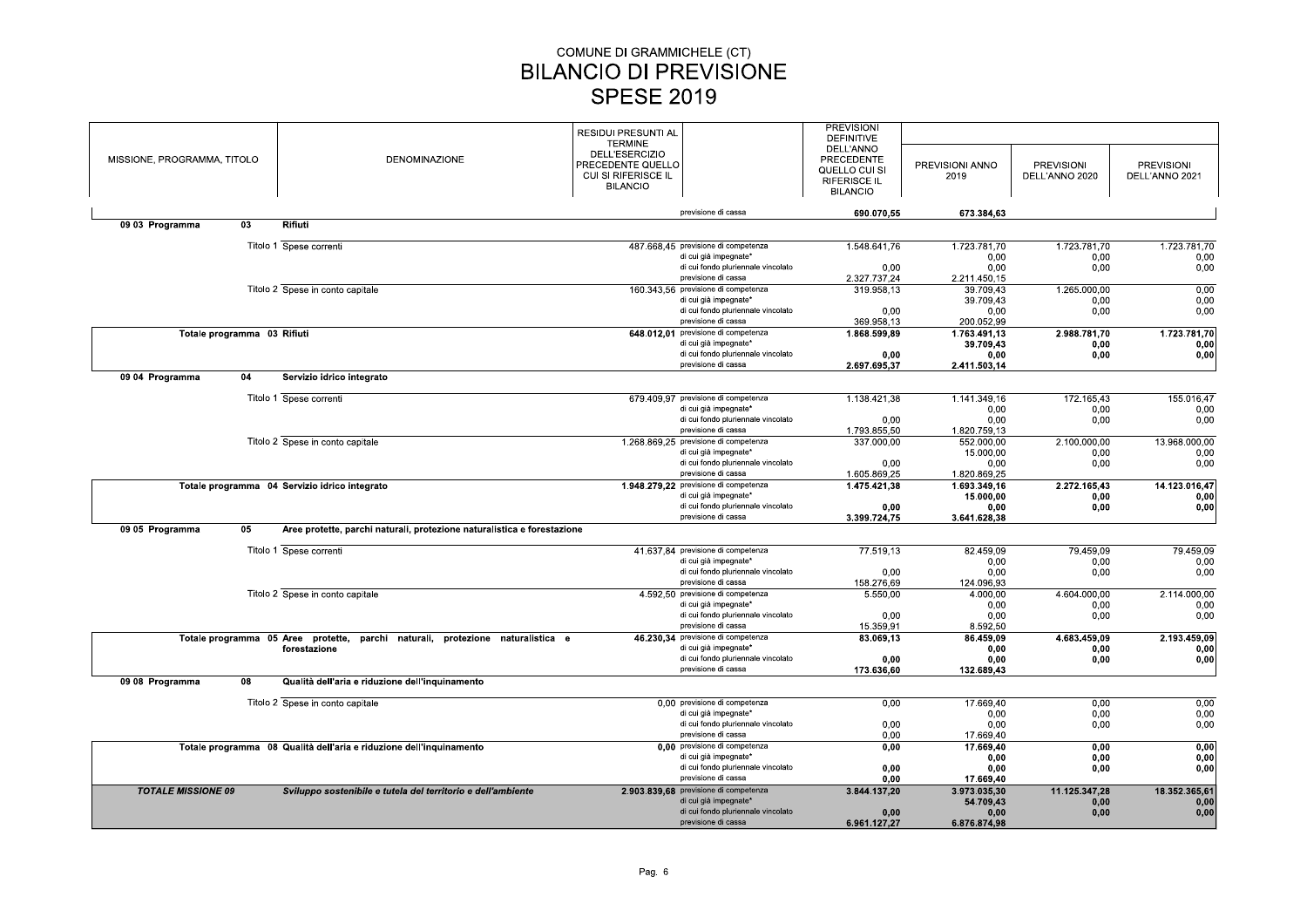# COMUNE DI GRAMMICHELE (CT)

# BILANCIO DI PREVISIONE

# SPESE 2019

| MISSIONE, PROGRAMMA, TITOLO | DENOMINAZIONE | RESIDUI PRESUNTI AL TERMINE DELL'ESERCIZIO PRECEDENTE QUELLO CUI SI RIFERISCE IL BILANCIO | | PREVISIONI DEFINITIVE DELL'ANNO PRECEDENTE QUELLO CUI SI RIFERISCE IL BILANCIO | PREVISIONI ANNO 2019 | PREVISIONI DELL'ANNO 2020 | PREVISIONI DELL'ANNO 2021 |
|---|---|---|---|---|---|---|---|
| | | | previsione di cassa | 690.070,55 | 673.384,63 | | |
| **09 03 Programma 03** | **Rifiuti** | | | | | | |
| Titolo 1 | Spese correnti | 487.668,45 | previsione di competenza | 1.548.641,76 | 1.723.781,70 | 1.723.781,70 | 1.723.781,70 |
| | | | di cui già impegnate* | | 0,00 | 0,00 | 0,00 |
| | | | di cui fondo pluriennale vincolato | 0,00 | 0,00 | 0,00 | 0,00 |
| | | | previsione di cassa | 2.327.737,24 | 2.211.450,15 | | |
| Titolo 2 | Spese in conto capitale | 160.343,56 | previsione di competenza | 319.958,13 | 39.709,43 | 1.265.000,00 | 0,00 |
| | | | di cui già impegnate* | | 39.709,43 | 0,00 | 0,00 |
| | | | di cui fondo pluriennale vincolato | 0,00 | 0,00 | 0,00 | 0,00 |
| | | | previsione di cassa | 369.958,13 | 200.052,99 | | |
| **Totale programma 03** | **Rifiuti** | **648.012,01** | previsione di competenza | **1.868.599,89** | **1.763.491,13** | **2.988.781,70** | **1.723.781,70** |
| | | | di cui già impegnate* | | **39.709,43** | **0,00** | **0,00** |
| | | | di cui fondo pluriennale vincolato | **0,00** | **0,00** | **0,00** | **0,00** |
| | | | previsione di cassa | **2.697.695,37** | **2.411.503,14** | | |
| **09 04 Programma 04** | **Servizio idrico integrato** | | | | | | |
| Titolo 1 | Spese correnti | 679.409,97 | previsione di competenza | 1.138.421,38 | 1.141.349,16 | 172.165,43 | 155.016,47 |
| | | | di cui già impegnate* | | 0,00 | 0,00 | 0,00 |
| | | | di cui fondo pluriennale vincolato | 0,00 | 0,00 | 0,00 | 0,00 |
| | | | previsione di cassa | 1.793.855,50 | 1.820.759,13 | | |
| Titolo 2 | Spese in conto capitale | 1.268.869,25 | previsione di competenza | 337.000,00 | 552.000,00 | 2.100.000,00 | 13.968.000,00 |
| | | | di cui già impegnate* | | 15.000,00 | 0,00 | 0,00 |
| | | | di cui fondo pluriennale vincolato | 0,00 | 0,00 | 0,00 | 0,00 |
| | | | previsione di cassa | 1.605.869,25 | 1.820.869,25 | | |
| **Totale programma 04** | **Servizio idrico integrato** | **1.948.279,22** | previsione di competenza | **1.475.421,38** | **1.693.349,16** | **2.272.165,43** | **14.123.016,47** |
| | | | di cui già impegnate* | | **15.000,00** | **0,00** | **0,00** |
| | | | di cui fondo pluriennale vincolato | **0,00** | **0,00** | **0,00** | **0,00** |
| | | | previsione di cassa | **3.399.724,75** | **3.641.628,38** | | |
| **09 05 Programma 05** | **Aree protette, parchi naturali, protezione naturalistica e forestazione** | | | | | | |
| Titolo 1 | Spese correnti | 41.637,84 | previsione di competenza | 77.519,13 | 82.459,09 | 79.459,09 | 79.459,09 |
| | | | di cui già impegnate* | | 0,00 | 0,00 | 0,00 |
| | | | di cui fondo pluriennale vincolato | 0,00 | 0,00 | 0,00 | 0,00 |
| | | | previsione di cassa | 158.276,69 | 124.096,93 | | |
| Titolo 2 | Spese in conto capitale | 4.592,50 | previsione di competenza | 5.550,00 | 4.000,00 | 4.604.000,00 | 2.114.000,00 |
| | | | di cui già impegnate* | | 0,00 | 0,00 | 0,00 |
| | | | di cui fondo pluriennale vincolato | 0,00 | 0,00 | 0,00 | 0,00 |
| | | | previsione di cassa | 15.359,91 | 8.592,50 | | |
| **Totale programma 05** | **Aree protette, parchi naturali, protezione naturalistica e forestazione** | **46.230,34** | previsione di competenza | **83.069,13** | **86.459,09** | **4.683.459,09** | **2.193.459,09** |
| | | | di cui già impegnate* | | **0,00** | **0,00** | **0,00** |
| | | | di cui fondo pluriennale vincolato | **0,00** | **0,00** | **0,00** | **0,00** |
| | | | previsione di cassa | **173.636,60** | **132.689,43** | | |
| **09 08 Programma 08** | **Qualità dell'aria e riduzione dell'inquinamento** | | | | | | |
| Titolo 2 | Spese in conto capitale | 0,00 | previsione di competenza | 0,00 | 17.669,40 | 0,00 | 0,00 |
| | | | di cui già impegnate* | | 0,00 | 0,00 | 0,00 |
| | | | di cui fondo pluriennale vincolato | 0,00 | 0,00 | 0,00 | 0,00 |
| | | | previsione di cassa | 0,00 | 17.669,40 | | |
| **Totale programma 08** | **Qualità dell'aria e riduzione dell'inquinamento** | **0,00** | previsione di competenza | **0,00** | **17.669,40** | **0,00** | **0,00** |
| | | | di cui già impegnate* | | **0,00** | **0,00** | **0,00** |
| | | | di cui fondo pluriennale vincolato | **0,00** | **0,00** | **0,00** | **0,00** |
| | | | previsione di cassa | **0,00** | **17.669,40** | | |
| ***TOTALE MISSIONE 09*** | ***Sviluppo sostenibile e tutela del territorio e dell'ambiente*** | **2.903.839,68** | previsione di competenza | **3.844.137,20** | **3.973.035,30** | **11.125.347,28** | **18.352.365,61** |
| | | | di cui già impegnate* | | **54.709,43** | **0,00** | **0,00** |
| | | | di cui fondo pluriennale vincolato | **0,00** | **0,00** | **0,00** | **0,00** |
| | | | previsione di cassa | **6.961.127,27** | **6.876.874,98** | | |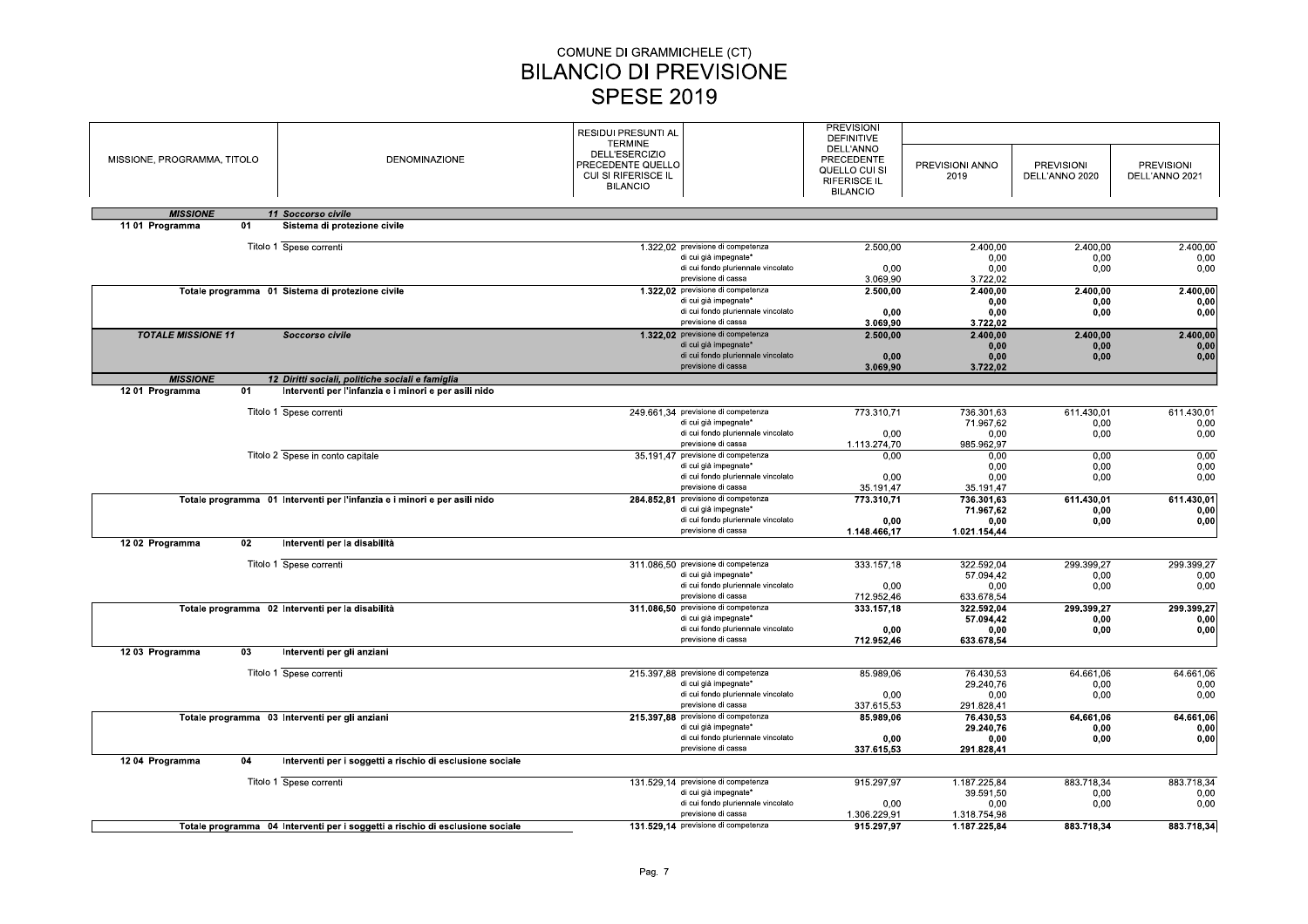COMUNE DI GRAMMICHELE (CT)

# BILANCIO DI PREVISIONE

## SPESE 2019

| MISSIONE, PROGRAMMA, TITOLO | DENOMINAZIONE | RESIDUI PRESUNTI AL TERMINE DELL'ESERCIZIO PRECEDENTE QUELLO CUI SI RIFERISCE IL BILANCIO | | PREVISIONI DEFINITIVE DELL'ANNO PRECEDENTE QUELLO CUI SI RIFERISCE IL BILANCIO | PREVISIONI ANNO 2019 | PREVISIONI DELL'ANNO 2020 | PREVISIONI DELL'ANNO 2021 |
|---|---|---|---|---|---|---|---|
| ***MISSIONE*** | ***11 Soccorso civile*** | | | | | | |
| **11 01 Programma 01** | **Sistema di protezione civile** | | | | | | |
| Titolo 1 | Spese correnti | 1.322,02 | previsione di competenza | 2.500,00 | 2.400,00 | 2.400,00 | 2.400,00 |
| | | | di cui già impegnate* | | 0,00 | 0,00 | 0,00 |
| | | | di cui fondo pluriennale vincolato | 0,00 | 0,00 | 0,00 | 0,00 |
| | | | previsione di cassa | 3.069,90 | 3.722,02 | | |
| **Totale programma 01** | **Sistema di protezione civile** | **1.322,02** | previsione di competenza | **2.500,00** | **2.400,00** | **2.400,00** | **2.400,00** |
| | | | di cui già impegnate* | | **0,00** | **0,00** | **0,00** |
| | | | di cui fondo pluriennale vincolato | **0,00** | **0,00** | **0,00** | **0,00** |
| | | | previsione di cassa | **3.069,90** | **3.722,02** | | |
| ***TOTALE MISSIONE 11*** | ***Soccorso civile*** | **1.322,02** | previsione di competenza | **2.500,00** | **2.400,00** | **2.400,00** | **2.400,00** |
| | | | di cui già impegnate* | | **0,00** | **0,00** | **0,00** |
| | | | di cui fondo pluriennale vincolato | **0,00** | **0,00** | **0,00** | **0,00** |
| | | | previsione di cassa | **3.069,90** | **3.722,02** | | |
| ***MISSIONE*** | ***12 Diritti sociali, politiche sociali e famiglia*** | | | | | | |
| **12 01 Programma 01** | **Interventi per l'infanzia e i minori e per asili nido** | | | | | | |
| Titolo 1 | Spese correnti | 249.661,34 | previsione di competenza | 773.310,71 | 736.301,63 | 611.430,01 | 611.430,01 |
| | | | di cui già impegnate* | | 71.967,62 | 0,00 | 0,00 |
| | | | di cui fondo pluriennale vincolato | 0,00 | 0,00 | 0,00 | 0,00 |
| | | | previsione di cassa | 1.113.274,70 | 985.962,97 | | |
| Titolo 2 | Spese in conto capitale | 35.191,47 | previsione di competenza | 0,00 | 0,00 | 0,00 | 0,00 |
| | | | di cui già impegnate* | | 0,00 | 0,00 | 0,00 |
| | | | di cui fondo pluriennale vincolato | 0,00 | 0,00 | 0,00 | 0,00 |
| | | | previsione di cassa | 35.191,47 | 35.191,47 | | |
| **Totale programma 01** | **Interventi per l'infanzia e i minori e per asili nido** | **284.852,81** | previsione di competenza | **773.310,71** | **736.301,63** | **611.430,01** | **611.430,01** |
| | | | di cui già impegnate* | | **71.967,62** | **0,00** | **0,00** |
| | | | di cui fondo pluriennale vincolato | **0,00** | **0,00** | **0,00** | **0,00** |
| | | | previsione di cassa | **1.148.466,17** | **1.021.154,44** | | |
| **12 02 Programma 02** | **Interventi per la disabilità** | | | | | | |
| Titolo 1 | Spese correnti | 311.086,50 | previsione di competenza | 333.157,18 | 322.592,04 | 299.399,27 | 299.399,27 |
| | | | di cui già impegnate* | | 57.094,42 | 0,00 | 0,00 |
| | | | di cui fondo pluriennale vincolato | 0,00 | 0,00 | 0,00 | 0,00 |
| | | | previsione di cassa | 712.952,46 | 633.678,54 | | |
| **Totale programma 02** | **Interventi per la disabilità** | **311.086,50** | previsione di competenza | **333.157,18** | **322.592,04** | **299.399,27** | **299.399,27** |
| | | | di cui già impegnate* | | **57.094,42** | **0,00** | **0,00** |
| | | | di cui fondo pluriennale vincolato | **0,00** | **0,00** | **0,00** | **0,00** |
| | | | previsione di cassa | **712.952,46** | **633.678,54** | | |
| **12 03 Programma 03** | **Interventi per gli anziani** | | | | | | |
| Titolo 1 | Spese correnti | 215.397,88 | previsione di competenza | 85.989,06 | 76.430,53 | 64.661,06 | 64.661,06 |
| | | | di cui già impegnate* | | 29.240,76 | 0,00 | 0,00 |
| | | | di cui fondo pluriennale vincolato | 0,00 | 0,00 | 0,00 | 0,00 |
| | | | previsione di cassa | 337.615,53 | 291.828,41 | | |
| **Totale programma 03** | **Interventi per gli anziani** | **215.397,88** | previsione di competenza | **85.989,06** | **76.430,53** | **64.661,06** | **64.661,06** |
| | | | di cui già impegnate* | | **29.240,76** | **0,00** | **0,00** |
| | | | di cui fondo pluriennale vincolato | **0,00** | **0,00** | **0,00** | **0,00** |
| | | | previsione di cassa | **337.615,53** | **291.828,41** | | |
| **12 04 Programma 04** | **Interventi per i soggetti a rischio di esclusione sociale** | | | | | | |
| Titolo 1 | Spese correnti | 131.529,14 | previsione di competenza | 915.297,97 | 1.187.225,84 | 883.718,34 | 883.718,34 |
| | | | di cui già impegnate* | | 39.591,50 | 0,00 | 0,00 |
| | | | di cui fondo pluriennale vincolato | 0,00 | 0,00 | 0,00 | 0,00 |
| | | | previsione di cassa | 1.306.229,91 | 1.318.754,98 | | |
| **Totale programma 04** | **Interventi per i soggetti a rischio di esclusione sociale** | **131.529,14** | previsione di competenza | **915.297,97** | **1.187.225,84** | **883.718,34** | **883.718,34** |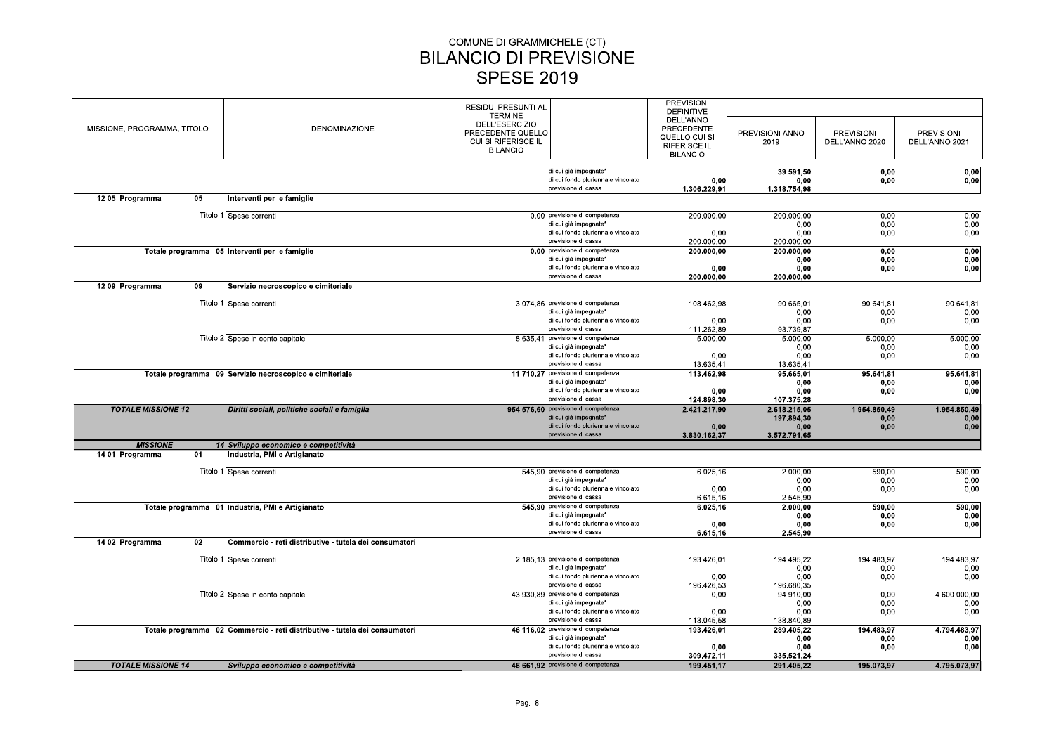# COMUNE DI GRAMMICHELE (CT)
## BILANCIO DI PREVISIONE
## SPESE 2019

| MISSIONE, PROGRAMMA, TITOLO | DENOMINAZIONE | RESIDUI PRESUNTI AL TERMINE DELL'ESERCIZIO PRECEDENTE QUELLO CUI SI RIFERISCE IL BILANCIO | | PREVISIONI DEFINITIVE DELL'ANNO PRECEDENTE QUELLO CUI SI RIFERISCE IL BILANCIO | PREVISIONI ANNO 2019 | PREVISIONI DELL'ANNO 2020 | PREVISIONI DELL'ANNO 2021 |
|---|---|---|---|---|---|---|---|
| | | | di cui già impegnate* | | 39.591,50 | 0,00 | 0,00 |
| | | | di cui fondo pluriennale vincolato | 0,00 | 0,00 | 0,00 | 0,00 |
| | | | previsione di cassa | 1.306.229,91 | 1.318.754,98 | | |
| 12 05 Programma 05 | Interventi per le famiglie | | | | | | |
| Titolo 1 | Spese correnti | 0,00 | previsione di competenza | 200.000,00 | 200.000,00 | 0,00 | 0,00 |
| | | | di cui già impegnate* | | 0,00 | 0,00 | 0,00 |
| | | | di cui fondo pluriennale vincolato | 0,00 | 0,00 | 0,00 | 0,00 |
| | | | previsione di cassa | 200.000,00 | 200.000,00 | | |
| **Totale programma 05** | **Interventi per le famiglie** | **0,00** | previsione di competenza | **200.000,00** | **200.000,00** | **0,00** | **0,00** |
| | | | di cui già impegnate* | | **0,00** | **0,00** | **0,00** |
| | | | di cui fondo pluriennale vincolato | **0,00** | **0,00** | **0,00** | **0,00** |
| | | | previsione di cassa | **200.000,00** | **200.000,00** | | |
| 12 09 Programma 09 | Servizio necroscopico e cimiteriale | | | | | | |
| Titolo 1 | Spese correnti | 3.074,86 | previsione di competenza | 108.462,98 | 90.665,01 | 90.641,81 | 90.641,81 |
| | | | di cui già impegnate* | | 0,00 | 0,00 | 0,00 |
| | | | di cui fondo pluriennale vincolato | 0,00 | 0,00 | 0,00 | 0,00 |
| | | | previsione di cassa | 111.262,89 | 93.739,87 | | |
| Titolo 2 | Spese in conto capitale | 8.635,41 | previsione di competenza | 5.000,00 | 5.000,00 | 5.000,00 | 5.000,00 |
| | | | di cui già impegnate* | | 0,00 | 0,00 | 0,00 |
| | | | di cui fondo pluriennale vincolato | 0,00 | 0,00 | 0,00 | 0,00 |
| | | | previsione di cassa | 13.635,41 | 13.635,41 | | |
| **Totale programma 09** | **Servizio necroscopico e cimiteriale** | **11.710,27** | previsione di competenza | **113.462,98** | **95.665,01** | **95.641,81** | **95.641,81** |
| | | | di cui già impegnate* | | **0,00** | **0,00** | **0,00** |
| | | | di cui fondo pluriennale vincolato | **0,00** | **0,00** | **0,00** | **0,00** |
| | | | previsione di cassa | **124.898,30** | **107.375,28** | | |
| ***TOTALE MISSIONE 12*** | ***Diritti sociali, politiche sociali e famiglia*** | **954.576,60** | previsione di competenza | **2.421.217,90** | **2.618.215,05** | **1.954.850,49** | **1.954.850,49** |
| | | | di cui già impegnate* | | **197.894,30** | **0,00** | **0,00** |
| | | | di cui fondo pluriennale vincolato | **0,00** | **0,00** | **0,00** | **0,00** |
| | | | previsione di cassa | **3.830.162,37** | **3.572.791,65** | | |
| ***MISSIONE*** | ***14 Sviluppo economico e competitività*** | | | | | | |
| 14 01 Programma 01 | Industria, PMI e Artigianato | | | | | | |
| Titolo 1 | Spese correnti | 545,90 | previsione di competenza | 6.025,16 | 2.000,00 | 590,00 | 590,00 |
| | | | di cui già impegnate* | | 0,00 | 0,00 | 0,00 |
| | | | di cui fondo pluriennale vincolato | 0,00 | 0,00 | 0,00 | 0,00 |
| | | | previsione di cassa | 6.615,16 | 2.545,90 | | |
| **Totale programma 01** | **Industria, PMI e Artigianato** | **545,90** | previsione di competenza | **6.025,16** | **2.000,00** | **590,00** | **590,00** |
| | | | di cui già impegnate* | | **0,00** | **0,00** | **0,00** |
| | | | di cui fondo pluriennale vincolato | **0,00** | **0,00** | **0,00** | **0,00** |
| | | | previsione di cassa | **6.615,16** | **2.545,90** | | |
| 14 02 Programma 02 | Commercio - reti distributive - tutela dei consumatori | | | | | | |
| Titolo 1 | Spese correnti | 2.185,13 | previsione di competenza | 193.426,01 | 194.495,22 | 194.483,97 | 194.483,97 |
| | | | di cui già impegnate* | | 0,00 | 0,00 | 0,00 |
| | | | di cui fondo pluriennale vincolato | 0,00 | 0,00 | 0,00 | 0,00 |
| | | | previsione di cassa | 196.426,53 | 196.680,35 | | |
| Titolo 2 | Spese in conto capitale | 43.930,89 | previsione di competenza | 0,00 | 94.910,00 | 0,00 | 4.600.000,00 |
| | | | di cui già impegnate* | | 0,00 | 0,00 | 0,00 |
| | | | di cui fondo pluriennale vincolato | 0,00 | 0,00 | 0,00 | 0,00 |
| | | | previsione di cassa | 113.045,58 | 138.840,89 | | |
| **Totale programma 02** | **Commercio - reti distributive - tutela dei consumatori** | **46.116,02** | previsione di competenza | **193.426,01** | **289.405,22** | **194.483,97** | **4.794.483,97** |
| | | | di cui già impegnate* | | **0,00** | **0,00** | **0,00** |
| | | | di cui fondo pluriennale vincolato | **0,00** | **0,00** | **0,00** | **0,00** |
| | | | previsione di cassa | **309.472,11** | **335.521,24** | | |
| ***TOTALE MISSIONE 14*** | ***Sviluppo economico e competitività*** | **46.661,92** | previsione di competenza | **199.451,17** | **291.405,22** | **195.073,97** | **4.795.073,97** |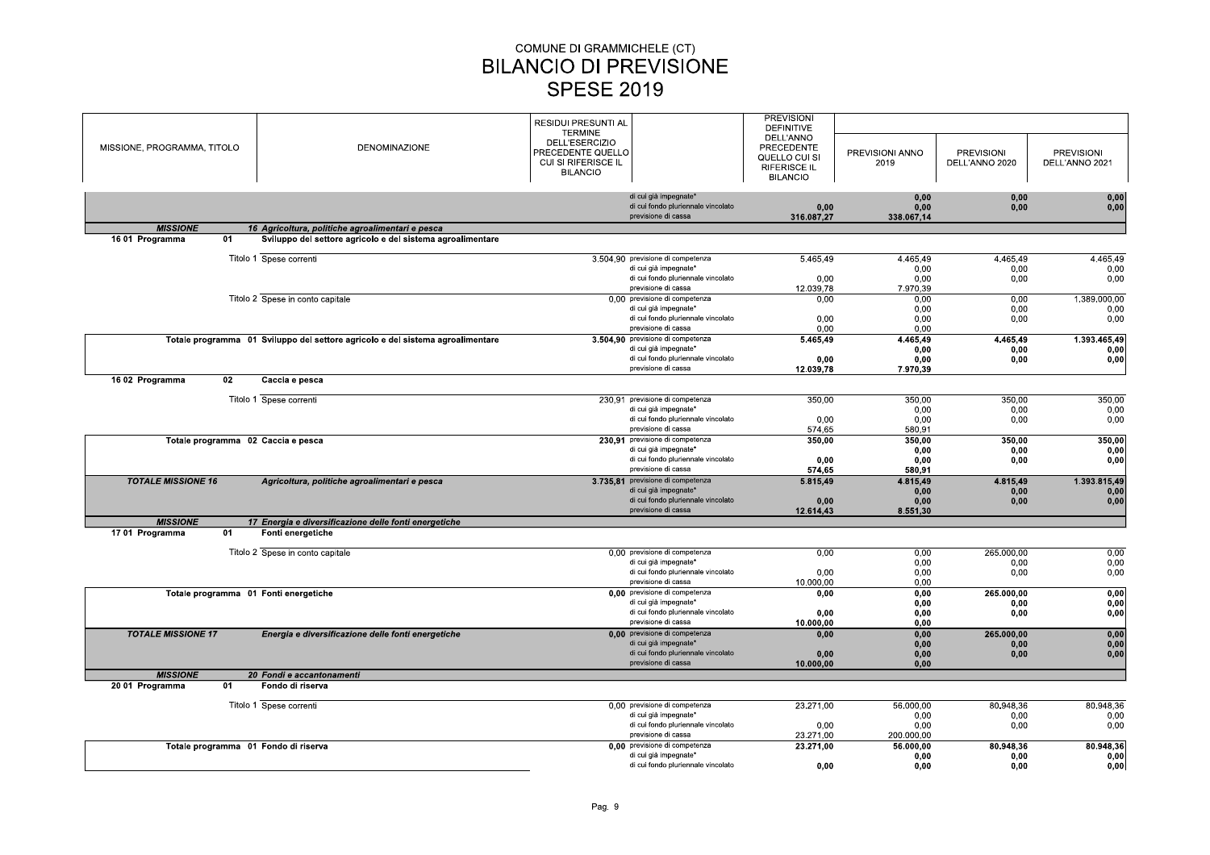# COMUNE DI GRAMMICHELE (CT)
# BILANCIO DI PREVISIONE
# SPESE 2019

| MISSIONE, PROGRAMMA, TITOLO | DENOMINAZIONE | RESIDUI PRESUNTI AL TERMINE DELL'ESERCIZIO PRECEDENTE QUELLO CUI SI RIFERISCE IL BILANCIO | | PREVISIONI DEFINITIVE DELL'ANNO PRECEDENTE QUELLO CUI SI RIFERISCE IL BILANCIO | PREVISIONI ANNO 2019 | PREVISIONI DELL'ANNO 2020 | PREVISIONI DELL'ANNO 2021 |
|---|---|---|---|---|---|---|---|
| | | | di cui già impegnate* | | 0,00 | 0,00 | 0,00 |
| | | | di cui fondo pluriennale vincolato | 0,00 | 0,00 | 0,00 | 0,00 |
| | | | previsione di cassa | 316.087,27 | 338.067,14 | | |
| ***MISSIONE*** | ***16 Agricoltura, politiche agroalimentari e pesca*** | | | | | | |
| **16 01 Programma 01** | **Sviluppo del settore agricolo e del sistema agroalimentare** | | | | | | |
| Titolo 1 | Spese correnti | 3.504,90 | previsione di competenza | 5.465,49 | 4.465,49 | 4.465,49 | 4.465,49 |
| | | | di cui già impegnate* | | 0,00 | 0,00 | 0,00 |
| | | | di cui fondo pluriennale vincolato | 0,00 | 0,00 | 0,00 | 0,00 |
| | | | previsione di cassa | 12.039,78 | 7.970,39 | | |
| Titolo 2 | Spese in conto capitale | 0,00 | previsione di competenza | 0,00 | 0,00 | 0,00 | 1.389.000,00 |
| | | | di cui già impegnate* | | 0,00 | 0,00 | 0,00 |
| | | | di cui fondo pluriennale vincolato | 0,00 | 0,00 | 0,00 | 0,00 |
| | | | previsione di cassa | 0,00 | 0,00 | | |
| **Totale programma 01** | **Sviluppo del settore agricolo e del sistema agroalimentare** | **3.504,90** | previsione di competenza | **5.465,49** | **4.465,49** | **4.465,49** | **1.393.465,49** |
| | | | di cui già impegnate* | | **0,00** | **0,00** | **0,00** |
| | | | di cui fondo pluriennale vincolato | **0,00** | **0,00** | **0,00** | **0,00** |
| | | | previsione di cassa | **12.039,78** | **7.970,39** | | |
| **16 02 Programma 02** | **Caccia e pesca** | | | | | | |
| Titolo 1 | Spese correnti | 230,91 | previsione di competenza | 350,00 | 350,00 | 350,00 | 350,00 |
| | | | di cui già impegnate* | | 0,00 | 0,00 | 0,00 |
| | | | di cui fondo pluriennale vincolato | 0,00 | 0,00 | 0,00 | 0,00 |
| | | | previsione di cassa | 574,65 | 580,91 | | |
| **Totale programma 02** | **Caccia e pesca** | **230,91** | previsione di competenza | **350,00** | **350,00** | **350,00** | **350,00** |
| | | | di cui già impegnate* | | **0,00** | **0,00** | **0,00** |
| | | | di cui fondo pluriennale vincolato | **0,00** | **0,00** | **0,00** | **0,00** |
| | | | previsione di cassa | **574,65** | **580,91** | | |
| ***TOTALE MISSIONE 16*** | ***Agricoltura, politiche agroalimentari e pesca*** | **3.735,81** | previsione di competenza | **5.815,49** | **4.815,49** | **4.815,49** | **1.393.815,49** |
| | | | di cui già impegnate* | | **0,00** | **0,00** | **0,00** |
| | | | di cui fondo pluriennale vincolato | **0,00** | **0,00** | **0,00** | **0,00** |
| | | | previsione di cassa | **12.614,43** | **8.551,30** | | |
| ***MISSIONE*** | ***17 Energia e diversificazione delle fonti energetiche*** | | | | | | |
| **17 01 Programma 01** | **Fonti energetiche** | | | | | | |
| Titolo 2 | Spese in conto capitale | 0,00 | previsione di competenza | 0,00 | 0,00 | 265.000,00 | 0,00 |
| | | | di cui già impegnate* | | 0,00 | 0,00 | 0,00 |
| | | | di cui fondo pluriennale vincolato | 0,00 | 0,00 | 0,00 | 0,00 |
| | | | previsione di cassa | 10.000,00 | 0,00 | | |
| **Totale programma 01** | **Fonti energetiche** | **0,00** | previsione di competenza | **0,00** | **0,00** | **265.000,00** | **0,00** |
| | | | di cui già impegnate* | | **0,00** | **0,00** | **0,00** |
| | | | di cui fondo pluriennale vincolato | **0,00** | **0,00** | **0,00** | **0,00** |
| | | | previsione di cassa | **10.000,00** | **0,00** | | |
| ***TOTALE MISSIONE 17*** | ***Energia e diversificazione delle fonti energetiche*** | **0,00** | previsione di competenza | **0,00** | **0,00** | **265.000,00** | **0,00** |
| | | | di cui già impegnate* | | **0,00** | **0,00** | **0,00** |
| | | | di cui fondo pluriennale vincolato | **0,00** | **0,00** | **0,00** | **0,00** |
| | | | previsione di cassa | **10.000,00** | **0,00** | | |
| ***MISSIONE*** | ***20 Fondi e accantonamenti*** | | | | | | |
| **20 01 Programma 01** | **Fondo di riserva** | | | | | | |
| Titolo 1 | Spese correnti | 0,00 | previsione di competenza | 23.271,00 | 56.000,00 | 80.948,36 | 80.948,36 |
| | | | di cui già impegnate* | | 0,00 | 0,00 | 0,00 |
| | | | di cui fondo pluriennale vincolato | 0,00 | 0,00 | 0,00 | 0,00 |
| | | | previsione di cassa | 23.271,00 | 200.000,00 | | |
| **Totale programma 01** | **Fondo di riserva** | **0,00** | previsione di competenza | **23.271,00** | **56.000,00** | **80.948,36** | **80.948,36** |
| | | | di cui già impegnate* | | **0,00** | **0,00** | **0,00** |
| | | | di cui fondo pluriennale vincolato | **0,00** | **0,00** | **0,00** | **0,00** |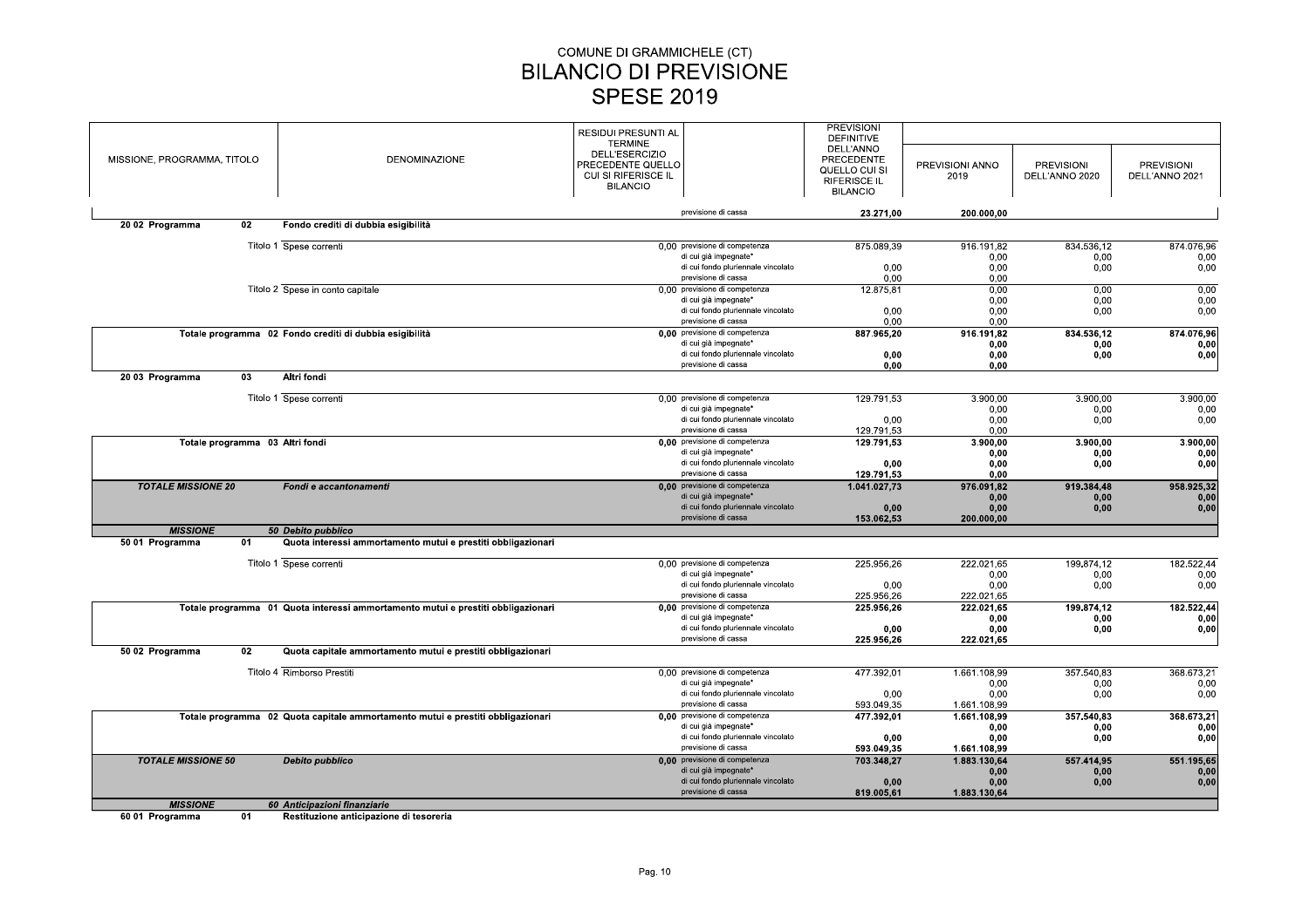# COMUNE DI GRAMMICHELE (CT)
# BILANCIO DI PREVISIONE
## SPESE 2019

| MISSIONE, PROGRAMMA, TITOLO | DENOMINAZIONE | RESIDUI PRESUNTI AL TERMINE DELL'ESERCIZIO PRECEDENTE QUELLO CUI SI RIFERISCE IL BILANCIO | | PREVISIONI DEFINITIVE DELL'ANNO PRECEDENTE QUELLO CUI SI RIFERISCE IL BILANCIO | PREVISIONI ANNO 2019 | PREVISIONI DELL'ANNO 2020 | PREVISIONI DELL'ANNO 2021 |
|---|---|---|---|---|---|---|---|
| | | | previsione di cassa | **23.271,00** | **200.000,00** | | |
| **20 02 Programma 02** | **Fondo crediti di dubbia esigibilità** | | | | | | |
| Titolo 1 | Spese correnti | 0,00 | previsione di competenza | 875.089,39 | 916.191,82 | 834.536,12 | 874.076,96 |
| | | | di cui già impegnate* | | 0,00 | 0,00 | 0,00 |
| | | | di cui fondo pluriennale vincolato | 0,00 | 0,00 | 0,00 | 0,00 |
| | | | previsione di cassa | 0,00 | 0,00 | | |
| Titolo 2 | Spese in conto capitale | 0,00 | previsione di competenza | 12.875,81 | 0,00 | 0,00 | 0,00 |
| | | | di cui già impegnate* | | 0,00 | 0,00 | 0,00 |
| | | | di cui fondo pluriennale vincolato | 0,00 | 0,00 | 0,00 | 0,00 |
| | | | previsione di cassa | 0,00 | 0,00 | | |
| **Totale programma 02** | **Fondo crediti di dubbia esigibilità** | 0,00 | previsione di competenza | **887.965,20** | **916.191,82** | **834.536,12** | **874.076,96** |
| | | | di cui già impegnate* | | **0,00** | **0,00** | **0,00** |
| | | | di cui fondo pluriennale vincolato | **0,00** | **0,00** | **0,00** | **0,00** |
| | | | previsione di cassa | **0,00** | **0,00** | | |
| **20 03 Programma 03** | **Altri fondi** | | | | | | |
| Titolo 1 | Spese correnti | 0,00 | previsione di competenza | 129.791,53 | 3.900,00 | 3.900,00 | 3.900,00 |
| | | | di cui già impegnate* | | 0,00 | 0,00 | 0,00 |
| | | | di cui fondo pluriennale vincolato | 0,00 | 0,00 | 0,00 | 0,00 |
| | | | previsione di cassa | 129.791,53 | 0,00 | | |
| **Totale programma 03** | **Altri fondi** | 0,00 | previsione di competenza | **129.791,53** | **3.900,00** | **3.900,00** | **3.900,00** |
| | | | di cui già impegnate* | | **0,00** | **0,00** | **0,00** |
| | | | di cui fondo pluriennale vincolato | **0,00** | **0,00** | **0,00** | **0,00** |
| | | | previsione di cassa | **129.791,53** | **0,00** | | |
| ***TOTALE MISSIONE 20*** | ***Fondi e accantonamenti*** | 0,00 | previsione di competenza | **1.041.027,73** | **976.091,82** | **919.384,48** | **958.925,32** |
| | | | di cui già impegnate* | | **0,00** | **0,00** | **0,00** |
| | | | di cui fondo pluriennale vincolato | **0,00** | **0,00** | **0,00** | **0,00** |
| | | | previsione di cassa | **153.062,53** | **200.000,00** | | |
| ***MISSIONE*** | ***50 Debito pubblico*** | | | | | | |
| **50 01 Programma 01** | **Quota interessi ammortamento mutui e prestiti obbligazionari** | | | | | | |
| Titolo 1 | Spese correnti | 0,00 | previsione di competenza | 225.956,26 | 222.021,65 | 199.874,12 | 182.522,44 |
| | | | di cui già impegnate* | | 0,00 | 0,00 | 0,00 |
| | | | di cui fondo pluriennale vincolato | 0,00 | 0,00 | 0,00 | 0,00 |
| | | | previsione di cassa | 225.956,26 | 222.021,65 | | |
| **Totale programma 01** | **Quota interessi ammortamento mutui e prestiti obbligazionari** | 0,00 | previsione di competenza | **225.956,26** | **222.021,65** | **199.874,12** | **182.522,44** |
| | | | di cui già impegnate* | | **0,00** | **0,00** | **0,00** |
| | | | di cui fondo pluriennale vincolato | **0,00** | **0,00** | **0,00** | **0,00** |
| | | | previsione di cassa | **225.956,26** | **222.021,65** | | |
| **50 02 Programma 02** | **Quota capitale ammortamento mutui e prestiti obbligazionari** | | | | | | |
| Titolo 4 | Rimborso Prestiti | 0,00 | previsione di competenza | 477.392,01 | 1.661.108,99 | 357.540,83 | 368.673,21 |
| | | | di cui già impegnate* | | 0,00 | 0,00 | 0,00 |
| | | | di cui fondo pluriennale vincolato | 0,00 | 0,00 | 0,00 | 0,00 |
| | | | previsione di cassa | 593.049,35 | 1.661.108,99 | | |
| **Totale programma 02** | **Quota capitale ammortamento mutui e prestiti obbligazionari** | 0,00 | previsione di competenza | **477.392,01** | **1.661.108,99** | **357.540,83** | **368.673,21** |
| | | | di cui già impegnate* | | **0,00** | **0,00** | **0,00** |
| | | | di cui fondo pluriennale vincolato | **0,00** | **0,00** | **0,00** | **0,00** |
| | | | previsione di cassa | **593.049,35** | **1.661.108,99** | | |
| ***TOTALE MISSIONE 50*** | ***Debito pubblico*** | 0,00 | previsione di competenza | **703.348,27** | **1.883.130,64** | **557.414,95** | **551.195,65** |
| | | | di cui già impegnate* | | **0,00** | **0,00** | **0,00** |
| | | | di cui fondo pluriennale vincolato | **0,00** | **0,00** | **0,00** | **0,00** |
| | | | previsione di cassa | **819.005,61** | **1.883.130,64** | | |
| ***MISSIONE*** | ***60 Anticipazioni finanziarie*** | | | | | | |
| **60 01 Programma 01** | **Restituzione anticipazione di tesoreria** | | | | | | |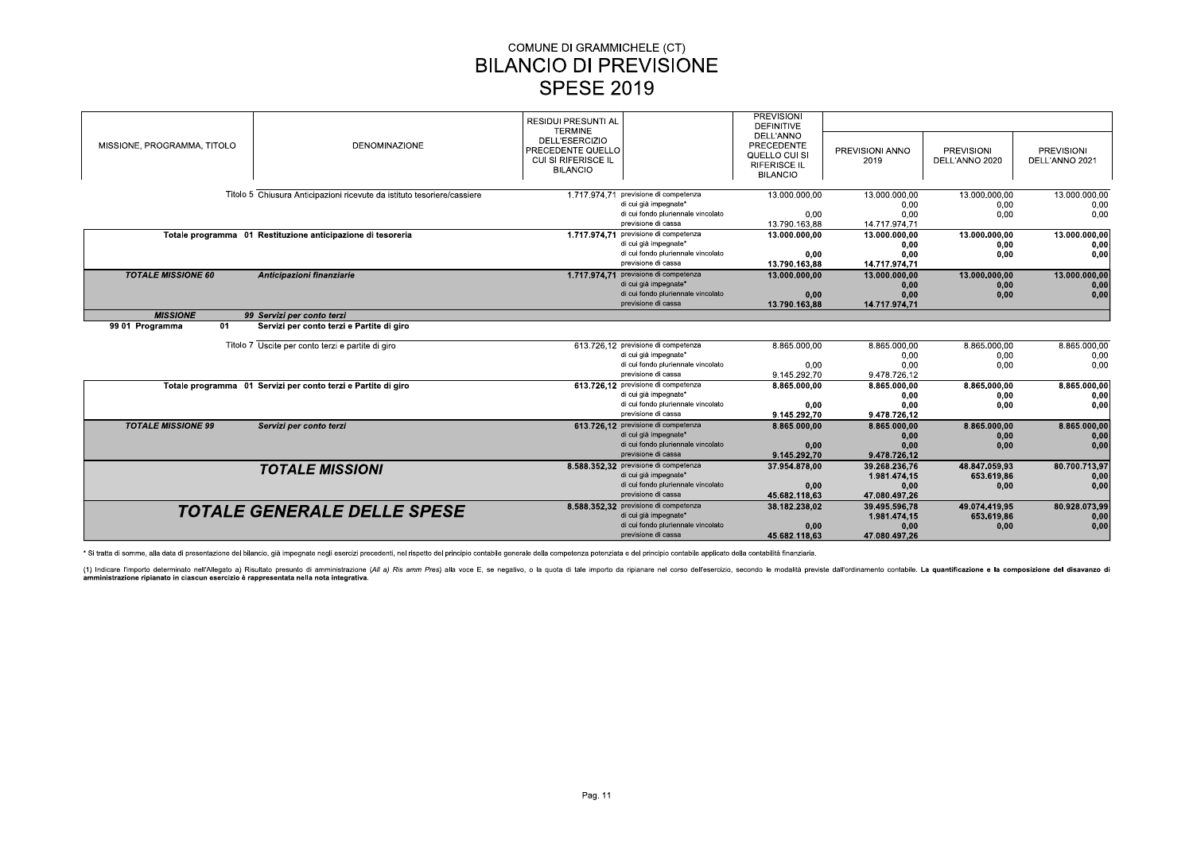# COMUNE DI GRAMMICHELE (CT)
## BILANCIO DI PREVISIONE
## SPESE 2019

| MISSIONE, PROGRAMMA, TITOLO | DENOMINAZIONE | RESIDUI PRESUNTI AL TERMINE DELL'ESERCIZIO PRECEDENTE QUELLO CUI SI RIFERISCE IL BILANCIO | | PREVISIONI DEFINITIVE DELL'ANNO PRECEDENTE QUELLO CUI SI RIFERISCE IL BILANCIO | PREVISIONI ANNO 2019 | PREVISIONI DELL'ANNO 2020 | PREVISIONI DELL'ANNO 2021 |
|---|---|---|---|---|---|---|---|
| Titolo 5 | Chiusura Anticipazioni ricevute da istituto tesoriere/cassiere | 1.717.974,71 | previsione di competenza | 13.000.000,00 | 13.000.000,00 | 13.000.000,00 | 13.000.000,00 |
| | | | di cui già impegnate* | | 0,00 | 0,00 | 0,00 |
| | | | di cui fondo pluriennale vincolato | 0,00 | 0,00 | 0,00 | 0,00 |
| | | | previsione di cassa | 13.790.163,88 | 14.717.974,71 | | |
| **Totale programma 01** | **Restituzione anticipazione di tesoreria** | **1.717.974,71** | previsione di competenza | **13.000.000,00** | **13.000.000,00** | **13.000.000,00** | **13.000.000,00** |
| | | | di cui già impegnate* | | **0,00** | **0,00** | **0,00** |
| | | | di cui fondo pluriennale vincolato | **0,00** | **0,00** | **0,00** | **0,00** |
| | | | previsione di cassa | **13.790.163,88** | **14.717.974,71** | | |
| ***TOTALE MISSIONE 60*** | ***Anticipazioni finanziarie*** | **1.717.974,71** | previsione di competenza | **13.000.000,00** | **13.000.000,00** | **13.000.000,00** | **13.000.000,00** |
| | | | di cui già impegnate* | | **0,00** | **0,00** | **0,00** |
| | | | di cui fondo pluriennale vincolato | **0,00** | **0,00** | **0,00** | **0,00** |
| | | | previsione di cassa | **13.790.163,88** | **14.717.974,71** | | |
| ***MISSIONE*** | ***99 Servizi per conto terzi*** | | | | | | |
| **99 01 Programma 01** | **Servizi per conto terzi e Partite di giro** | | | | | | |
| Titolo 7 | Uscite per conto terzi e partite di giro | 613.726,12 | previsione di competenza | 8.865.000,00 | 8.865.000,00 | 8.865.000,00 | 8.865.000,00 |
| | | | di cui già impegnate* | | 0,00 | 0,00 | 0,00 |
| | | | di cui fondo pluriennale vincolato | 0,00 | 0,00 | 0,00 | 0,00 |
| | | | previsione di cassa | 9.145.292,70 | 9.478.726,12 | | |
| **Totale programma 01** | **Servizi per conto terzi e Partite di giro** | **613.726,12** | previsione di competenza | **8.865.000,00** | **8.865.000,00** | **8.865.000,00** | **8.865.000,00** |
| | | | di cui già impegnate* | | **0,00** | **0,00** | **0,00** |
| | | | di cui fondo pluriennale vincolato | **0,00** | **0,00** | **0,00** | **0,00** |
| | | | previsione di cassa | **9.145.292,70** | **9.478.726,12** | | |
| ***TOTALE MISSIONE 99*** | ***Servizi per conto terzi*** | **613.726,12** | previsione di competenza | **8.865.000,00** | **8.865.000,00** | **8.865.000,00** | **8.865.000,00** |
| | | | di cui già impegnate* | | **0,00** | **0,00** | **0,00** |
| | | | di cui fondo pluriennale vincolato | **0,00** | **0,00** | **0,00** | **0,00** |
| | | | previsione di cassa | **9.145.292,70** | **9.478.726,12** | | |
| ***TOTALE MISSIONI*** | | **8.588.352,32** | previsione di competenza | **37.954.878,00** | **39.268.236,76** | **48.847.059,93** | **80.700.713,97** |
| | | | di cui già impegnate* | | **1.981.474,15** | **653.619,86** | **0,00** |
| | | | di cui fondo pluriennale vincolato | **0,00** | **0,00** | **0,00** | **0,00** |
| | | | previsione di cassa | **45.682.118,63** | **47.080.497,26** | | |
| ***TOTALE GENERALE DELLE SPESE*** | | **8.588.352,32** | previsione di competenza | **38.182.238,02** | **39.495.596,78** | **49.074.419,95** | **80.928.073,99** |
| | | | di cui già impegnate* | | **1.981.474,15** | **653.619,86** | **0,00** |
| | | | di cui fondo pluriennale vincolato | **0,00** | **0,00** | **0,00** | **0,00** |
| | | | previsione di cassa | **45.682.118,63** | **47.080.497,26** | | |

* Si tratta di somme, alla data di presentazione del bilancio, già impegnate negli esercizi precedenti, nel rispetto del principio contabile generale della competenza potenziata e del principio contabile applicato della contabilità finanziaria.

(1) Indicare l'importo determinato nell'Allegato a) Risultato presunto di amministrazione (*All a) Ris amm Pres*) alla voce E, se negativo, o la quota di tale importo da ripianare nel corso dell'esercizio, secondo le modalità previste dall'ordinamento contabile. **La quantificazione e la composizione del disavanzo di amministrazione ripianato in ciascun esercizio è rappresentata nella nota integrativa.**